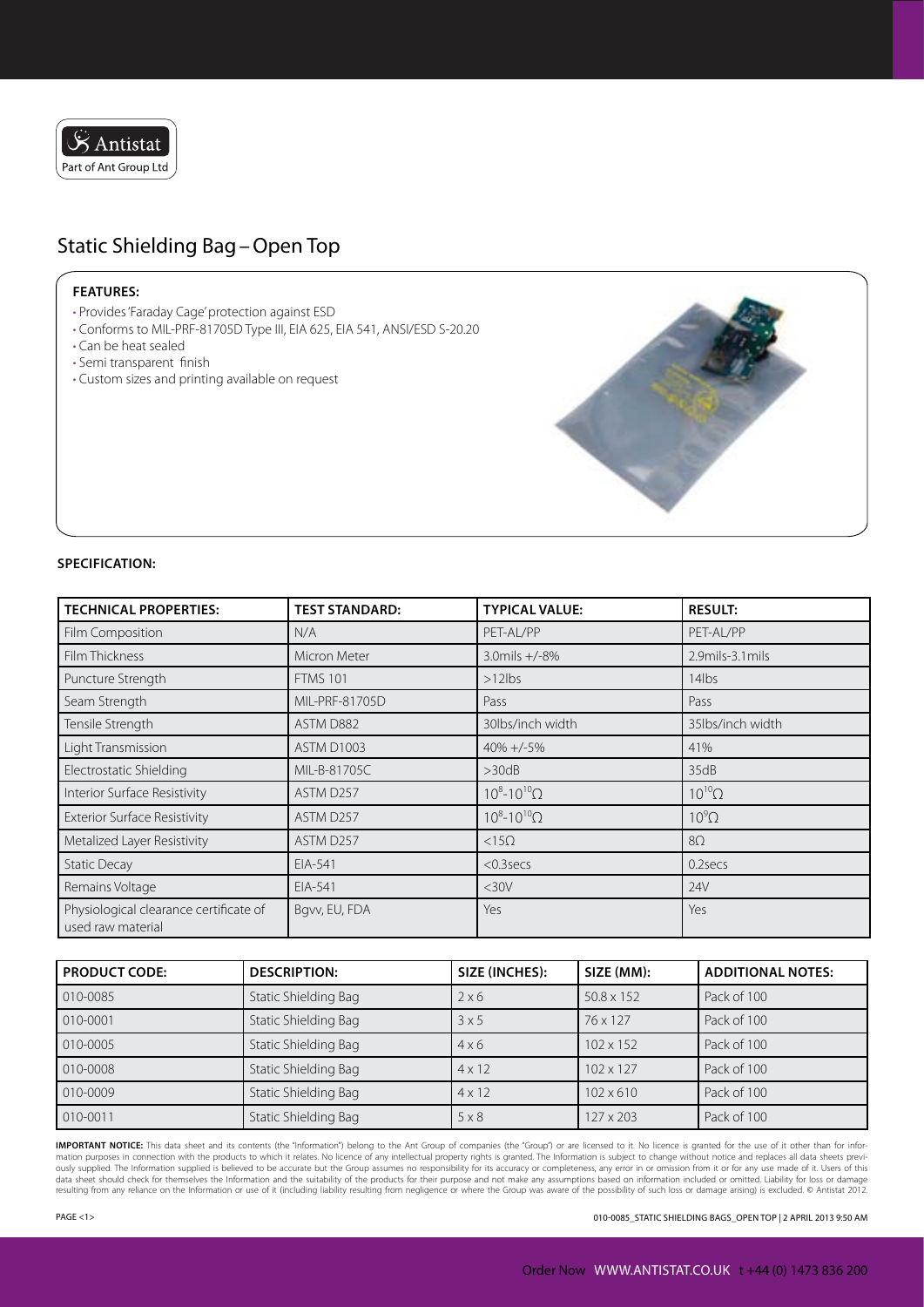# Static Shielding Bag – Open Top

**FEATURES:**

- Provides 'Faraday Cage' protection against ESD
- Conforms to MIL-PRF-81705D Type III, EIA 625, EIA 541, ANSI/ESD S-20.20
- Can be heat sealed
- Semi transparent finish
- Custom sizes and printing available on request

**SPECIFICATION:**

| TECHNICAL PROPERTIES: | TEST STANDARD: | TYPICAL VALUE: | RESULT: |
|---|---|---|---|
| Film Composition | N/A | PET-AL/PP | PET-AL/PP |
| Film Thickness | Micron Meter | 3.0mils +/-8% | 2.9mils-3.1mils |
| Puncture Strength | FTMS 101 | >12lbs | 14lbs |
| Seam Strength | MIL-PRF-81705D | Pass | Pass |
| Tensile Strength | ASTM D882 | 30lbs/inch width | 35lbs/inch width |
| Light Transmission | ASTM D1003 | 40% +/-5% | 41% |
| Electrostatic Shielding | MIL-B-81705C | >30dB | 35dB |
| Interior Surface Resistivity | ASTM D257 | $10^8$-$10^{10}\Omega$ | $10^{10}\Omega$ |
| Exterior Surface Resistivity | ASTM D257 | $10^8$-$10^{10}\Omega$ | $10^9\Omega$ |
| Metalized Layer Resistivity | ASTM D257 | <15Ω | 8Ω |
| Static Decay | EIA-541 | <0.3secs | 0.2secs |
| Remains Voltage | EIA-541 | <30V | 24V |
| Physiological clearance certificate of used raw material | Bgvv, EU, FDA | Yes | Yes |

| PRODUCT CODE: | DESCRIPTION: | SIZE (INCHES): | SIZE (MM): | ADDITIONAL NOTES: |
|---|---|---|---|---|
| 010-0085 | Static Shielding Bag | 2 x 6 | 50.8 x 152 | Pack of 100 |
| 010-0001 | Static Shielding Bag | 3 x 5 | 76 x 127 | Pack of 100 |
| 010-0005 | Static Shielding Bag | 4 x 6 | 102 x 152 | Pack of 100 |
| 010-0008 | Static Shielding Bag | 4 x 12 | 102 x 127 | Pack of 100 |
| 010-0009 | Static Shielding Bag | 4 x 12 | 102 x 610 | Pack of 100 |
| 010-0011 | Static Shielding Bag | 5 x 8 | 127 x 203 | Pack of 100 |

**IMPORTANT NOTICE:** This data sheet and its contents (the "Information") belong to the Ant Group of companies (the "Group") or are licensed to it. No licence is granted for the use of it other than for information purposes in connection with the products to which it relates. No licence of any intellectual property rights is granted. The Information is subject to change without notice and replaces all data sheets previously supplied. The Information supplied is believed to be accurate but the Group assumes no responsibility for its accuracy or completeness, any error in or omission from it or for any use made of it. Users of this data sheet should check for themselves the Information and the suitability of the products for their purpose and not make any assumptions based on information included or omitted. Liability for loss or damage resulting from any reliance on the Information or use of it (including liability resulting from negligence or where the Group was aware of the possibility of such loss or damage arising) is excluded. © Antistat 2012.

Order Now WWW.ANTISTAT.CO.UK t +44 (0) 1473 836 200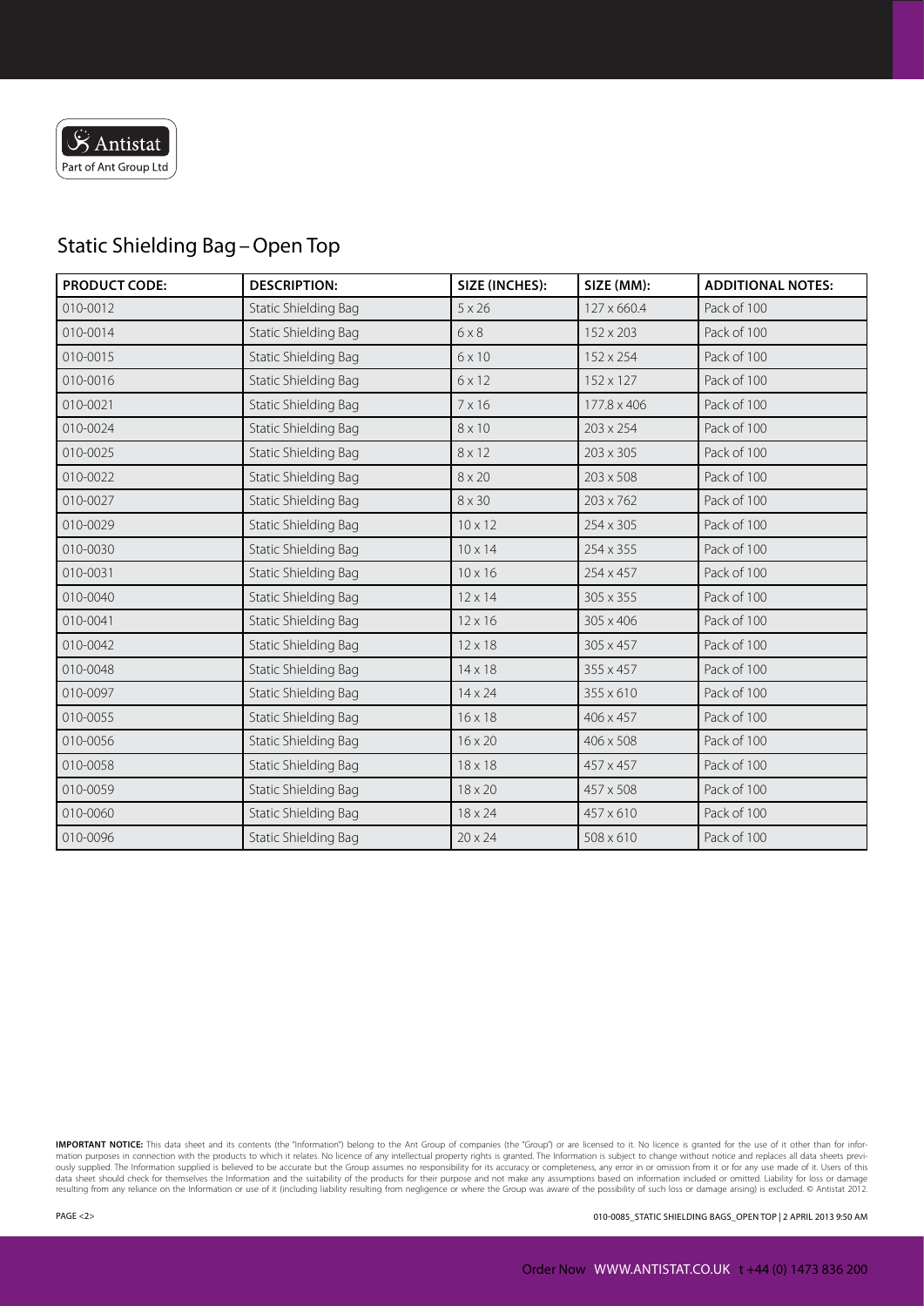Antistat
Part of Ant Group Ltd

# Static Shielding Bag – Open Top

| PRODUCT CODE: | DESCRIPTION: | SIZE (INCHES): | SIZE (MM): | ADDITIONAL NOTES: |
|---|---|---|---|---|
| 010-0012 | Static Shielding Bag | 5 x 26 | 127 x 660.4 | Pack of 100 |
| 010-0014 | Static Shielding Bag | 6 x 8 | 152 x 203 | Pack of 100 |
| 010-0015 | Static Shielding Bag | 6 x 10 | 152 x 254 | Pack of 100 |
| 010-0016 | Static Shielding Bag | 6 x 12 | 152 x 127 | Pack of 100 |
| 010-0021 | Static Shielding Bag | 7 x 16 | 177.8 x 406 | Pack of 100 |
| 010-0024 | Static Shielding Bag | 8 x 10 | 203 x 254 | Pack of 100 |
| 010-0025 | Static Shielding Bag | 8 x 12 | 203 x 305 | Pack of 100 |
| 010-0022 | Static Shielding Bag | 8 x 20 | 203 x 508 | Pack of 100 |
| 010-0027 | Static Shielding Bag | 8 x 30 | 203 x 762 | Pack of 100 |
| 010-0029 | Static Shielding Bag | 10 x 12 | 254 x 305 | Pack of 100 |
| 010-0030 | Static Shielding Bag | 10 x 14 | 254 x 355 | Pack of 100 |
| 010-0031 | Static Shielding Bag | 10 x 16 | 254 x 457 | Pack of 100 |
| 010-0040 | Static Shielding Bag | 12 x 14 | 305 x 355 | Pack of 100 |
| 010-0041 | Static Shielding Bag | 12 x 16 | 305 x 406 | Pack of 100 |
| 010-0042 | Static Shielding Bag | 12 x 18 | 305 x 457 | Pack of 100 |
| 010-0048 | Static Shielding Bag | 14 x 18 | 355 x 457 | Pack of 100 |
| 010-0097 | Static Shielding Bag | 14 x 24 | 355 x 610 | Pack of 100 |
| 010-0055 | Static Shielding Bag | 16 x 18 | 406 x 457 | Pack of 100 |
| 010-0056 | Static Shielding Bag | 16 x 20 | 406 x 508 | Pack of 100 |
| 010-0058 | Static Shielding Bag | 18 x 18 | 457 x 457 | Pack of 100 |
| 010-0059 | Static Shielding Bag | 18 x 20 | 457 x 508 | Pack of 100 |
| 010-0060 | Static Shielding Bag | 18 x 24 | 457 x 610 | Pack of 100 |
| 010-0096 | Static Shielding Bag | 20 x 24 | 508 x 610 | Pack of 100 |

**IMPORTANT NOTICE:** This data sheet and its contents (the "Information") belong to the Ant Group of companies (the "Group") or are licensed to it. No licence is granted for the use of it other than for information purposes in connection with the products to which it relates. No licence of any intellectual property rights is granted. The Information is subject to change without notice and replaces all data sheets previously supplied. The Information supplied is believed to be accurate but the Group assumes no responsibility for its accuracy or completeness, any error in or omission from it or for any use made of it. Users of this data sheet should check for themselves the Information and the suitability of the products for their purpose and not make any assumptions based on information included or omitted. Liability for loss or damage resulting from any reliance on the Information or use of it (including liability resulting from negligence or where the Group was aware of the possibility of such loss or damage arising) is excluded. © Antistat 2012.

010-0085_STATIC SHIELDING BAGS_OPEN TOP | 2 APRIL 2013 9:50 AM

Order Now WWW.ANTISTAT.CO.UK t +44 (0) 1473 836 200